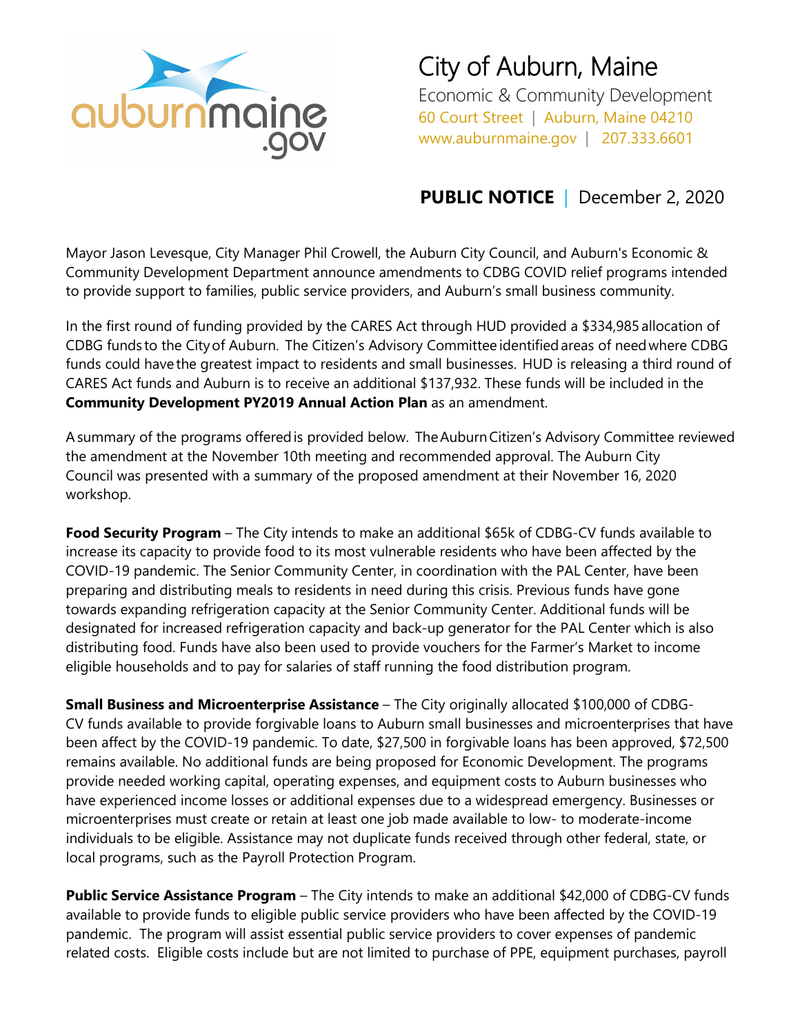# City of Auburn, Maine

Economic & Community Development
60 Court Street | Auburn, Maine 04210
www.auburnmaine.gov | 207.333.6601

## PUBLIC NOTICE | December 2, 2020

Mayor Jason Levesque, City Manager Phil Crowell, the Auburn City Council, and Auburn's Economic & Community Development Department announce amendments to CDBG COVID relief programs intended to provide support to families, public service providers, and Auburn's small business community.

In the first round of funding provided by the CARES Act through HUD provided a $334,985 allocation of CDBG funds to the City of Auburn. The Citizen's Advisory Committee identified areas of need where CDBG funds could have the greatest impact to residents and small businesses. HUD is releasing a third round of CARES Act funds and Auburn is to receive an additional $137,932. These funds will be included in the **Community Development PY2019 Annual Action Plan** as an amendment.

A summary of the programs offered is provided below. The Auburn Citizen's Advisory Committee reviewed the amendment at the November 10th meeting and recommended approval. The Auburn City Council was presented with a summary of the proposed amendment at their November 16, 2020 workshop.

**Food Security Program** – The City intends to make an additional $65k of CDBG-CV funds available to increase its capacity to provide food to its most vulnerable residents who have been affected by the COVID-19 pandemic. The Senior Community Center, in coordination with the PAL Center, have been preparing and distributing meals to residents in need during this crisis. Previous funds have gone towards expanding refrigeration capacity at the Senior Community Center. Additional funds will be designated for increased refrigeration capacity and back-up generator for the PAL Center which is also distributing food. Funds have also been used to provide vouchers for the Farmer's Market to income eligible households and to pay for salaries of staff running the food distribution program.

**Small Business and Microenterprise Assistance** – The City originally allocated $100,000 of CDBG-CV funds available to provide forgivable loans to Auburn small businesses and microenterprises that have been affect by the COVID-19 pandemic. To date, $27,500 in forgivable loans has been approved, $72,500 remains available. No additional funds are being proposed for Economic Development. The programs provide needed working capital, operating expenses, and equipment costs to Auburn businesses who have experienced income losses or additional expenses due to a widespread emergency. Businesses or microenterprises must create or retain at least one job made available to low- to moderate-income individuals to be eligible. Assistance may not duplicate funds received through other federal, state, or local programs, such as the Payroll Protection Program.

**Public Service Assistance Program** – The City intends to make an additional $42,000 of CDBG-CV funds available to provide funds to eligible public service providers who have been affected by the COVID-19 pandemic. The program will assist essential public service providers to cover expenses of pandemic related costs. Eligible costs include but are not limited to purchase of PPE, equipment purchases, payroll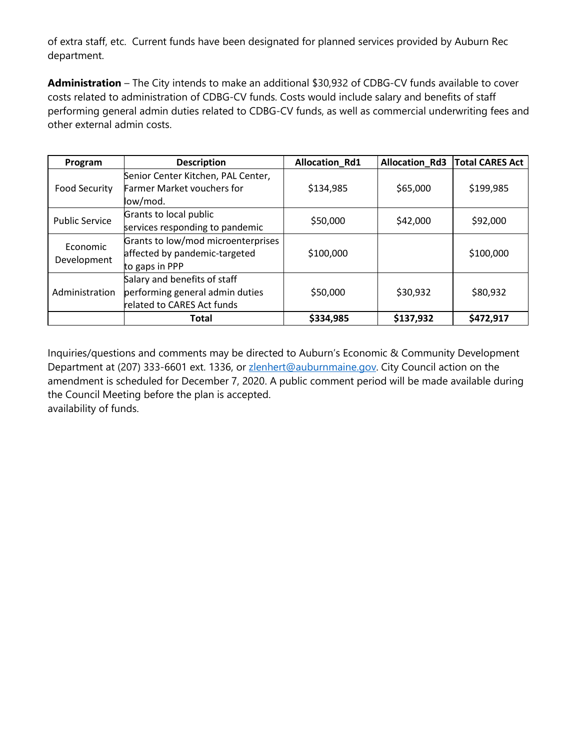of extra staff, etc.  Current funds have been designated for planned services provided by Auburn Rec department.

**Administration** – The City intends to make an additional $30,932 of CDBG-CV funds available to cover costs related to administration of CDBG-CV funds. Costs would include salary and benefits of staff performing general admin duties related to CDBG-CV funds, as well as commercial underwriting fees and other external admin costs.

| Program | Description | Allocation_Rd1 | Allocation_Rd3 | Total CARES Act |
|---|---|---|---|---|
| Food Security | Senior Center Kitchen, PAL Center, Farmer Market vouchers for low/mod. | $134,985 | $65,000 | $199,985 |
| Public Service | Grants to local public services responding to pandemic | $50,000 | $42,000 | $92,000 |
| Economic Development | Grants to low/mod microenterprises affected by pandemic-targeted to gaps in PPP | $100,000 | | $100,000 |
| Administration | Salary and benefits of staff performing general admin duties related to CARES Act funds | $50,000 | $30,932 | $80,932 |
| | **Total** | **$334,985** | **$137,932** | **$472,917** |

Inquiries/questions and comments may be directed to Auburn's Economic & Community Development Department at (207) 333-6601 ext. 1336, or zlenhert@auburnmaine.gov. City Council action on the amendment is scheduled for December 7, 2020. A public comment period will be made available during the Council Meeting before the plan is accepted.
availability of funds.